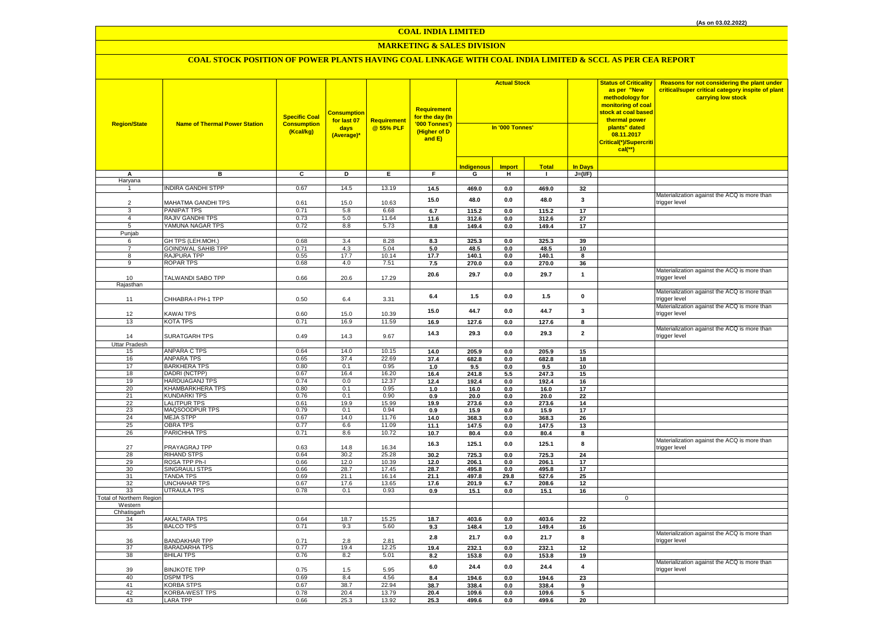(As on 03.02.2022)

# COAL INDIA LIMITED

## MARKETING & SALES DIVISION

### COAL STOCK POSITION OF POWER PLANTS HAVING COAL LINKAGE WITH COAL INDIA LIMITED & SCCL AS PER CEA REPORT

| Region/State | Name of Thermal Power Station | Specific Coal Consumption (Kcal/kg) | Consumption for last 07 days (Average)* | Requirement @ 55% PLF | Requirement for the day (In '000 Tonnes') (Higher of D and E) | Actual Stock In '000 Tonnes' | | | | Status of Criticality as per "New methodology for monitoring of coal stock at coal based thermal power plants" dated 08.11.2017 Critical(*)/Supercritical(**) | Reasons for not considering the plant under critical/super critical category inspite of plant carrying low stock |
|---|---|---|---|---|---|---|---|---|---|---|---|
| | | | | | | Indigenous | Import | Total | In Days | | |
| A | B | C | D | E | F | G | H | I | J=(I/F) | | |
| Haryana | | | | | | | | | | | |
| 1 | INDIRA GANDHI STPP | 0.67 | 14.5 | 13.19 | 14.5 | 469.0 | 0.0 | 469.0 | 32 | | |
| 2 | MAHATMA GANDHI TPS | 0.61 | 15.0 | 10.63 | 15.0 | 48.0 | 0.0 | 48.0 | 3 | | Materialization against the ACQ is more than trigger level |
| 3 | PANIPAT TPS | 0.71 | 5.8 | 6.68 | 6.7 | 115.2 | 0.0 | 115.2 | 17 | | |
| 4 | RAJIV GANDHI TPS | 0.73 | 5.0 | 11.64 | 11.6 | 312.6 | 0.0 | 312.6 | 27 | | |
| 5 | YAMUNA NAGAR TPS | 0.72 | 8.8 | 5.73 | 8.8 | 149.4 | 0.0 | 149.4 | 17 | | |
| Punjab | | | | | | | | | | | |
| 6 | GH TPS (LEH.MOH.) | 0.68 | 3.4 | 8.28 | 8.3 | 325.3 | 0.0 | 325.3 | 39 | | |
| 7 | GOINDWAL SAHIB TPP | 0.71 | 4.3 | 5.04 | 5.0 | 48.5 | 0.0 | 48.5 | 10 | | |
| 8 | RAJPURA TPP | 0.55 | 17.7 | 10.14 | 17.7 | 140.1 | 0.0 | 140.1 | 8 | | |
| 9 | ROPAR TPS | 0.68 | 4.0 | 7.51 | 7.5 | 270.0 | 0.0 | 270.0 | 36 | | |
| 10 | TALWANDI SABO TPP | 0.66 | 20.6 | 17.29 | 20.6 | 29.7 | 0.0 | 29.7 | 1 | | Materialization against the ACQ is more than trigger level |
| Rajasthan | | | | | | | | | | | |
| 11 | CHHABRA-I PH-1 TPP | 0.50 | 6.4 | 3.31 | 6.4 | 1.5 | 0.0 | 1.5 | 0 | | Materialization against the ACQ is more than trigger level |
| 12 | KAWAI TPS | 0.60 | 15.0 | 10.39 | 15.0 | 44.7 | 0.0 | 44.7 | 3 | | Materialization against the ACQ is more than trigger level |
| 13 | KOTA TPS | 0.71 | 16.9 | 11.59 | 16.9 | 127.6 | 0.0 | 127.6 | 8 | | |
| 14 | SURATGARH TPS | 0.49 | 14.3 | 9.67 | 14.3 | 29.3 | 0.0 | 29.3 | 2 | | Materialization against the ACQ is more than trigger level |
| Uttar Pradesh | | | | | | | | | | | |
| 15 | ANPARA C TPS | 0.64 | 14.0 | 10.15 | 14.0 | 205.9 | 0.0 | 205.9 | 15 | | |
| 16 | ANPARA TPS | 0.65 | 37.4 | 22.69 | 37.4 | 682.8 | 0.0 | 682.8 | 18 | | |
| 17 | BARKHERA TPS | 0.80 | 0.1 | 0.95 | 1.0 | 9.5 | 0.0 | 9.5 | 10 | | |
| 18 | DADRI (NCTPP) | 0.67 | 16.4 | 16.20 | 16.4 | 241.8 | 5.5 | 247.3 | 15 | | |
| 19 | HARDUAGANJ TPS | 0.74 | 0.0 | 12.37 | 12.4 | 192.4 | 0.0 | 192.4 | 16 | | |
| 20 | KHAMBARKHERA TPS | 0.80 | 0.1 | 0.95 | 1.0 | 16.0 | 0.0 | 16.0 | 17 | | |
| 21 | KUNDARKI TPS | 0.76 | 0.1 | 0.90 | 0.9 | 20.0 | 0.0 | 20.0 | 22 | | |
| 22 | LALITPUR TPS | 0.61 | 19.9 | 15.99 | 19.9 | 273.6 | 0.0 | 273.6 | 14 | | |
| 23 | MAQSOODPUR TPS | 0.79 | 0.1 | 0.94 | 0.9 | 15.9 | 0.0 | 15.9 | 17 | | |
| 24 | MEJA STPP | 0.67 | 14.0 | 11.76 | 14.0 | 368.3 | 0.0 | 368.3 | 26 | | |
| 25 | OBRA TPS | 0.77 | 6.6 | 11.09 | 11.1 | 147.5 | 0.0 | 147.5 | 13 | | |
| 26 | PARICHHA TPS | 0.71 | 8.6 | 10.72 | 10.7 | 80.4 | 0.0 | 80.4 | 8 | | |
| 27 | PRAYAGRAJ TPP | 0.63 | 14.8 | 16.34 | 16.3 | 125.1 | 0.0 | 125.1 | 8 | | Materialization against the ACQ is more than trigger level |
| 28 | RIHAND STPS | 0.64 | 30.2 | 25.28 | 30.2 | 725.3 | 0.0 | 725.3 | 24 | | |
| 29 | ROSA TPP Ph-I | 0.66 | 12.0 | 10.39 | 12.0 | 206.1 | 0.0 | 206.1 | 17 | | |
| 30 | SINGRAULI STPS | 0.66 | 28.7 | 17.45 | 28.7 | 495.8 | 0.0 | 495.8 | 17 | | |
| 31 | TANDA TPS | 0.69 | 21.1 | 16.14 | 21.1 | 497.8 | 29.8 | 527.6 | 25 | | |
| 32 | UNCHAHAR TPS | 0.67 | 17.6 | 13.65 | 17.6 | 201.9 | 6.7 | 208.6 | 12 | | |
| 33 | UTRAULA TPS | 0.78 | 0.1 | 0.93 | 0.9 | 15.1 | 0.0 | 15.1 | 16 | | |
| Total of Northern Region | | | | | | | | | | 0 | |
| Western | | | | | | | | | | | |
| Chhatisgarh | | | | | | | | | | | |
| 34 | AKALTARA TPS | 0.64 | 18.7 | 15.25 | 18.7 | 403.6 | 0.0 | 403.6 | 22 | | |
| 35 | BALCO TPS | 0.71 | 9.3 | 5.60 | 9.3 | 148.4 | 1.0 | 149.4 | 16 | | |
| 36 | BANDAKHAR TPP | 0.71 | 2.8 | 2.81 | 2.8 | 21.7 | 0.0 | 21.7 | 8 | | Materialization against the ACQ is more than trigger level |
| 37 | BARADARHA TPS | 0.77 | 19.4 | 12.25 | 19.4 | 232.1 | 0.0 | 232.1 | 12 | | |
| 38 | BHILAI TPS | 0.76 | 8.2 | 5.01 | 8.2 | 153.8 | 0.0 | 153.8 | 19 | | |
| 39 | BINJKOTE TPP | 0.75 | 1.5 | 5.95 | 6.0 | 24.4 | 0.0 | 24.4 | 4 | | Materialization against the ACQ is more than trigger level |
| 40 | DSPM TPS | 0.69 | 8.4 | 4.56 | 8.4 | 194.6 | 0.0 | 194.6 | 23 | | |
| 41 | KORBA STPS | 0.67 | 38.7 | 22.94 | 38.7 | 338.4 | 0.0 | 338.4 | 9 | | |
| 42 | KORBA-WEST TPS | 0.78 | 20.4 | 13.79 | 20.4 | 109.6 | 0.0 | 109.6 | 5 | | |
| 43 | LARA TPP | 0.66 | 25.3 | 13.92 | 25.3 | 499.6 | 0.0 | 499.6 | 20 | | |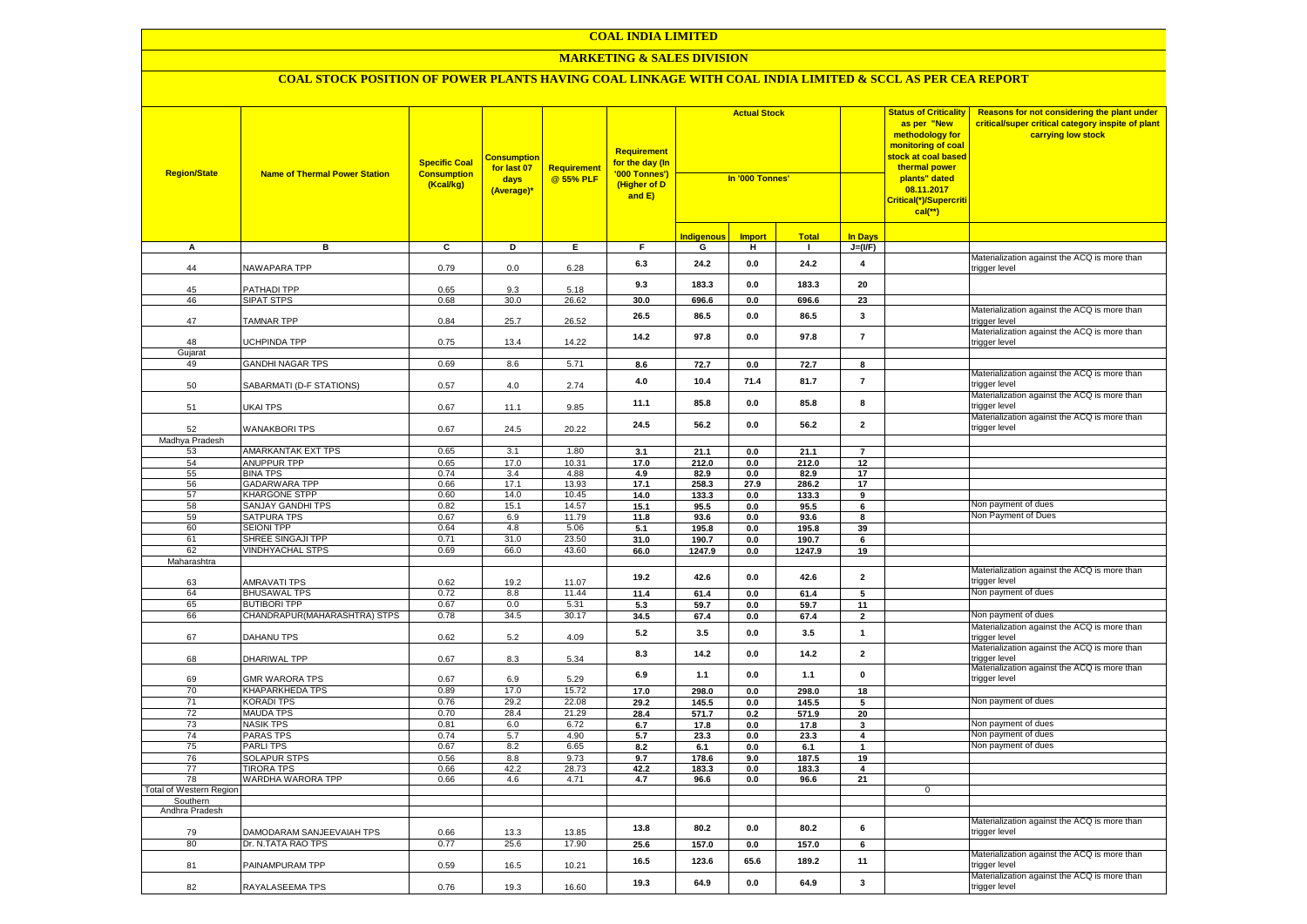# COAL INDIA LIMITED

## MARKETING & SALES DIVISION

### COAL STOCK POSITION OF POWER PLANTS HAVING COAL LINKAGE WITH COAL INDIA LIMITED & SCCL AS PER CEA REPORT

| Region/State | Name of Thermal Power Station | Specific Coal Consumption (Kcal/kg) | Consumption for last 07 days (Average)* | Requirement @ 55% PLF | Requirement for the day (In '000 Tonnes') (Higher of D and E) | Actual Stock In '000 Tonnes' | | | | Status of Criticality as per "New methodology for monitoring of coal stock at coal based thermal power plants" dated 08.11.2017 Critical(*)/Supercritical(**) | Reasons for not considering the plant under critical/super critical category inspite of plant carrying low stock |
|---|---|---|---|---|---|---|---|---|---|---|---|
| | | | | | | Indigenous | Import | Total | In Days | | |
| A | B | C | D | E | F | G | H | I | J=(I/F) | | |
| 44 | NAWAPARA TPP | 0.79 | 0.0 | 6.28 | 6.3 | 24.2 | 0.0 | 24.2 | 4 | | Materialization against the ACQ is more than trigger level |
| 45 | PATHADI TPP | 0.65 | 9.3 | 5.18 | 9.3 | 183.3 | 0.0 | 183.3 | 20 | | |
| 46 | SIPAT STPS | 0.68 | 30.0 | 26.62 | 30.0 | 696.6 | 0.0 | 696.6 | 23 | | |
| 47 | TAMNAR TPP | 0.84 | 25.7 | 26.52 | 26.5 | 86.5 | 0.0 | 86.5 | 3 | | Materialization against the ACQ is more than trigger level |
| 48 | UCHPINDA TPP | 0.75 | 13.4 | 14.22 | 14.2 | 97.8 | 0.0 | 97.8 | 7 | | Materialization against the ACQ is more than trigger level |
| Gujarat | | | | | | | | | | | |
| 49 | GANDHI NAGAR TPS | 0.69 | 8.6 | 5.71 | 8.6 | 72.7 | 0.0 | 72.7 | 8 | | |
| 50 | SABARMATI (D-F STATIONS) | 0.57 | 4.0 | 2.74 | 4.0 | 10.4 | 71.4 | 81.7 | 7 | | Materialization against the ACQ is more than trigger level |
| 51 | UKAI TPS | 0.67 | 11.1 | 9.85 | 11.1 | 85.8 | 0.0 | 85.8 | 8 | | Materialization against the ACQ is more than trigger level |
| 52 | WANAKBORI TPS | 0.67 | 24.5 | 20.22 | 24.5 | 56.2 | 0.0 | 56.2 | 2 | | Materialization against the ACQ is more than trigger level |
| Madhya Pradesh | | | | | | | | | | | |
| 53 | AMARKANTAK EXT TPS | 0.65 | 3.1 | 1.80 | 3.1 | 21.1 | 0.0 | 21.1 | 7 | | |
| 54 | ANUPPUR TPP | 0.65 | 17.0 | 10.31 | 17.0 | 212.0 | 0.0 | 212.0 | 12 | | |
| 55 | BINA TPS | 0.74 | 3.4 | 4.88 | 4.9 | 82.9 | 0.0 | 82.9 | 17 | | |
| 56 | GADARWARA TPP | 0.66 | 17.1 | 13.93 | 17.1 | 258.3 | 27.9 | 286.2 | 17 | | |
| 57 | KHARGONE STPP | 0.60 | 14.0 | 10.45 | 14.0 | 133.3 | 0.0 | 133.3 | 9 | | |
| 58 | SANJAY GANDHI TPS | 0.82 | 15.1 | 14.57 | 15.1 | 95.5 | 0.0 | 95.5 | 6 | | Non payment of dues |
| 59 | SATPURA TPS | 0.67 | 6.9 | 11.79 | 11.8 | 93.6 | 0.0 | 93.6 | 8 | | Non Payment of Dues |
| 60 | SEIONI TPP | 0.64 | 4.8 | 5.06 | 5.1 | 195.8 | 0.0 | 195.8 | 39 | | |
| 61 | SHREE SINGAJI TPP | 0.71 | 31.0 | 23.50 | 31.0 | 190.7 | 0.0 | 190.7 | 6 | | |
| 62 | VINDHYACHAL STPS | 0.69 | 66.0 | 43.60 | 66.0 | 1247.9 | 0.0 | 1247.9 | 19 | | |
| Maharashtra | | | | | | | | | | | |
| 63 | AMRAVATI TPS | 0.62 | 19.2 | 11.07 | 19.2 | 42.6 | 0.0 | 42.6 | 2 | | Materialization against the ACQ is more than trigger level |
| 64 | BHUSAWAL TPS | 0.72 | 8.8 | 11.44 | 11.4 | 61.4 | 0.0 | 61.4 | 5 | | Non payment of dues |
| 65 | BUTIBORI TPP | 0.67 | 0.0 | 5.31 | 5.3 | 59.7 | 0.0 | 59.7 | 11 | | |
| 66 | CHANDRAPUR(MAHARASHTRA) STPS | 0.78 | 34.5 | 30.17 | 34.5 | 67.4 | 0.0 | 67.4 | 2 | | Non payment of dues |
| 67 | DAHANU TPS | 0.62 | 5.2 | 4.09 | 5.2 | 3.5 | 0.0 | 3.5 | 1 | | Materialization against the ACQ is more than trigger level |
| 68 | DHARIWAL TPP | 0.67 | 8.3 | 5.34 | 8.3 | 14.2 | 0.0 | 14.2 | 2 | | Materialization against the ACQ is more than trigger level |
| 69 | GMR WARORA TPS | 0.67 | 6.9 | 5.29 | 6.9 | 1.1 | 0.0 | 1.1 | 0 | | Materialization against the ACQ is more than trigger level |
| 70 | KHAPARKHEDA TPS | 0.89 | 17.0 | 15.72 | 17.0 | 298.0 | 0.0 | 298.0 | 18 | | |
| 71 | KORADI TPS | 0.76 | 29.2 | 22.08 | 29.2 | 145.5 | 0.0 | 145.5 | 5 | | Non payment of dues |
| 72 | MAUDA TPS | 0.70 | 28.4 | 21.29 | 28.4 | 571.7 | 0.2 | 571.9 | 20 | | |
| 73 | NASIK TPS | 0.81 | 6.0 | 6.72 | 6.7 | 17.8 | 0.0 | 17.8 | 3 | | Non payment of dues |
| 74 | PARAS TPS | 0.74 | 5.7 | 4.90 | 5.7 | 23.3 | 0.0 | 23.3 | 4 | | Non payment of dues |
| 75 | PARLI TPS | 0.67 | 8.2 | 6.65 | 8.2 | 6.1 | 0.0 | 6.1 | 1 | | Non payment of dues |
| 76 | SOLAPUR STPS | 0.56 | 8.8 | 9.73 | 9.7 | 178.6 | 9.0 | 187.5 | 19 | | |
| 77 | TIRORA TPS | 0.66 | 42.2 | 28.73 | 42.2 | 183.3 | 0.0 | 183.3 | 4 | | |
| 78 | WARDHA WARORA TPP | 0.66 | 4.6 | 4.71 | 4.7 | 96.6 | 0.0 | 96.6 | 21 | | |
| Total of Western Region | | | | | | | | | | 0 | |
| Southern | | | | | | | | | | | |
| Andhra Pradesh | | | | | | | | | | | |
| 79 | DAMODARAM SANJEEVAIAH TPS | 0.66 | 13.3 | 13.85 | 13.8 | 80.2 | 0.0 | 80.2 | 6 | | Materialization against the ACQ is more than trigger level |
| 80 | Dr. N.TATA RAO TPS | 0.77 | 25.6 | 17.90 | 25.6 | 157.0 | 0.0 | 157.0 | 6 | | |
| 81 | PAINAMPURAM TPP | 0.59 | 16.5 | 10.21 | 16.5 | 123.6 | 65.6 | 189.2 | 11 | | Materialization against the ACQ is more than trigger level |
| 82 | RAYALASEEMA TPS | 0.76 | 19.3 | 16.60 | 19.3 | 64.9 | 0.0 | 64.9 | 3 | | Materialization against the ACQ is more than trigger level |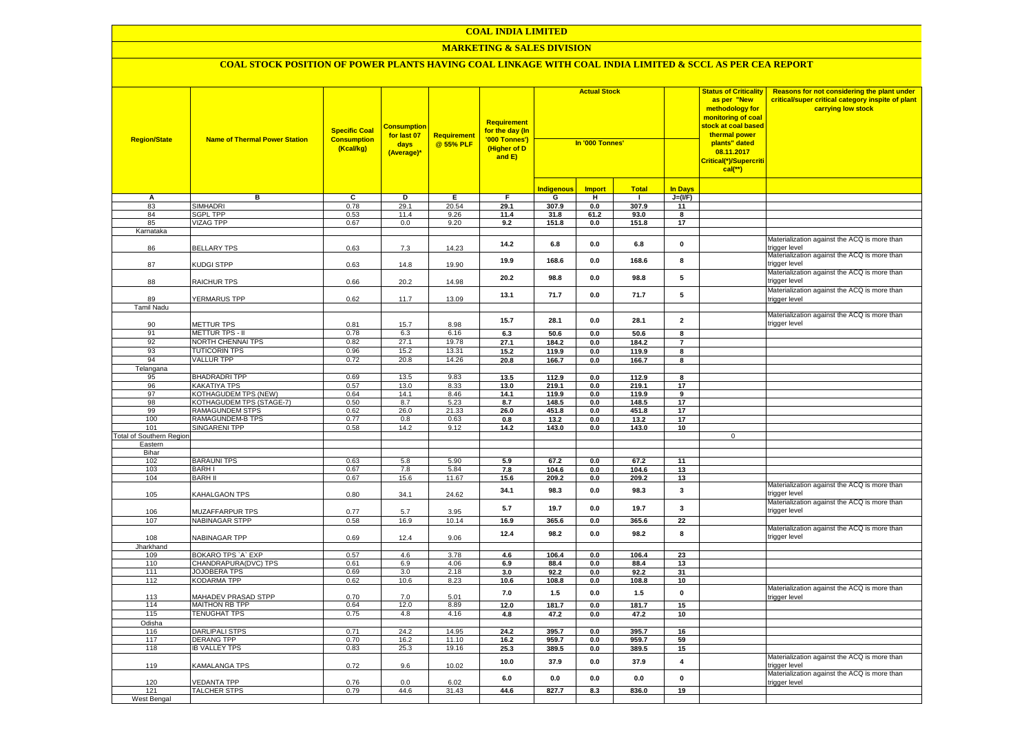# COAL INDIA LIMITED

## MARKETING & SALES DIVISION

### COAL STOCK POSITION OF POWER PLANTS HAVING COAL LINKAGE WITH COAL INDIA LIMITED & SCCL AS PER CEA REPORT

| Region/State | Name of Thermal Power Station | Specific Coal Consumption (Kcal/kg) | Consumption for last 07 days (Average)* | Requirement @ 55% PLF | Requirement for the day (In '000 Tonnes') (Higher of D and E) | Actual Stock In '000 Tonnes' | | | | Status of Criticality as per "New methodology for monitoring of coal stock at coal based thermal power plants" dated 08.11.2017 Critical(*)/Supercritical(**) | Reasons for not considering the plant under critical/super critical category inspite of plant carrying low stock |
|---|---|---|---|---|---|---|---|---|---|---|---|
| | | | | | | Indigenous | Import | Total | In Days | | |
| A | B | C | D | E | F | G | H | I | J=(I/F) | | |
| 83 | SIMHADRI | 0.78 | 29.1 | 20.54 | 29.1 | 307.9 | 0.0 | 307.9 | 11 | | |
| 84 | SGPL TPP | 0.53 | 11.4 | 9.26 | 11.4 | 31.8 | 61.2 | 93.0 | 8 | | |
| 85 | VIZAG TPP | 0.67 | 0.0 | 9.20 | 9.2 | 151.8 | 0.0 | 151.8 | 17 | | |
| Karnataka | | | | | | | | | | | |
| 86 | BELLARY TPS | 0.63 | 7.3 | 14.23 | 14.2 | 6.8 | 0.0 | 6.8 | 0 | | Materialization against the ACQ is more than trigger level |
| 87 | KUDGI STPP | 0.63 | 14.8 | 19.90 | 19.9 | 168.6 | 0.0 | 168.6 | 8 | | Materialization against the ACQ is more than trigger level |
| 88 | RAICHUR TPS | 0.66 | 20.2 | 14.98 | 20.2 | 98.8 | 0.0 | 98.8 | 5 | | Materialization against the ACQ is more than trigger level |
| 89 | YERMARUS TPP | 0.62 | 11.7 | 13.09 | 13.1 | 71.7 | 0.0 | 71.7 | 5 | | Materialization against the ACQ is more than trigger level |
| Tamil Nadu | | | | | | | | | | | |
| 90 | METTUR TPS | 0.81 | 15.7 | 8.98 | 15.7 | 28.1 | 0.0 | 28.1 | 2 | | Materialization against the ACQ is more than trigger level |
| 91 | METTUR TPS - II | 0.78 | 6.3 | 6.16 | 6.3 | 50.6 | 0.0 | 50.6 | 8 | | |
| 92 | NORTH CHENNAI TPS | 0.82 | 27.1 | 19.78 | 27.1 | 184.2 | 0.0 | 184.2 | 7 | | |
| 93 | TUTICORIN TPS | 0.96 | 15.2 | 13.31 | 15.2 | 119.9 | 0.0 | 119.9 | 8 | | |
| 94 | VALLUR TPP | 0.72 | 20.8 | 14.26 | 20.8 | 166.7 | 0.0 | 166.7 | 8 | | |
| Telangana | | | | | | | | | | | |
| 95 | BHADRADRI TPP | 0.69 | 13.5 | 9.83 | 13.5 | 112.9 | 0.0 | 112.9 | 8 | | |
| 96 | KAKATIYA TPS | 0.57 | 13.0 | 8.33 | 13.0 | 219.1 | 0.0 | 219.1 | 17 | | |
| 97 | KOTHAGUDEM TPS (NEW) | 0.64 | 14.1 | 8.46 | 14.1 | 119.9 | 0.0 | 119.9 | 9 | | |
| 98 | KOTHAGUDEM TPS (STAGE-7) | 0.50 | 8.7 | 5.23 | 8.7 | 148.5 | 0.0 | 148.5 | 17 | | |
| 99 | RAMAGUNDEM STPS | 0.62 | 26.0 | 21.33 | 26.0 | 451.8 | 0.0 | 451.8 | 17 | | |
| 100 | RAMAGUNDEM-B TPS | 0.77 | 0.8 | 0.63 | 0.8 | 13.2 | 0.0 | 13.2 | 17 | | |
| 101 | SINGARENI TPP | 0.58 | 14.2 | 9.12 | 14.2 | 143.0 | 0.0 | 143.0 | 10 | | |
| Total of Southern Region | | | | | | | | | | 0 | |
| Eastern | | | | | | | | | | | |
| Bihar | | | | | | | | | | | |
| 102 | BARAUNI TPS | 0.63 | 5.8 | 5.90 | 5.9 | 67.2 | 0.0 | 67.2 | 11 | | |
| 103 | BARH I | 0.67 | 7.8 | 5.84 | 7.8 | 104.6 | 0.0 | 104.6 | 13 | | |
| 104 | BARH II | 0.67 | 15.6 | 11.67 | 15.6 | 209.2 | 0.0 | 209.2 | 13 | | |
| 105 | KAHALGAON TPS | 0.80 | 34.1 | 24.62 | 34.1 | 98.3 | 0.0 | 98.3 | 3 | | Materialization against the ACQ is more than trigger level |
| 106 | MUZAFFARPUR TPS | 0.77 | 5.7 | 3.95 | 5.7 | 19.7 | 0.0 | 19.7 | 3 | | Materialization against the ACQ is more than trigger level |
| 107 | NABINAGAR STPP | 0.58 | 16.9 | 10.14 | 16.9 | 365.6 | 0.0 | 365.6 | 22 | | |
| 108 | NABINAGAR TPP | 0.69 | 12.4 | 9.06 | 12.4 | 98.2 | 0.0 | 98.2 | 8 | | Materialization against the ACQ is more than trigger level |
| Jharkhand | | | | | | | | | | | |
| 109 | BOKARO TPS `A` EXP | 0.57 | 4.6 | 3.78 | 4.6 | 106.4 | 0.0 | 106.4 | 23 | | |
| 110 | CHANDRAPURA(DVC) TPS | 0.61 | 6.9 | 4.06 | 6.9 | 88.4 | 0.0 | 88.4 | 13 | | |
| 111 | JOJOBERA TPS | 0.69 | 3.0 | 2.18 | 3.0 | 92.2 | 0.0 | 92.2 | 31 | | |
| 112 | KODARMA TPP | 0.62 | 10.6 | 8.23 | 10.6 | 108.8 | 0.0 | 108.8 | 10 | | |
| 113 | MAHADEV PRASAD STPP | 0.70 | 7.0 | 5.01 | 7.0 | 1.5 | 0.0 | 1.5 | 0 | | Materialization against the ACQ is more than trigger level |
| 114 | MAITHON RB TPP | 0.64 | 12.0 | 8.89 | 12.0 | 181.7 | 0.0 | 181.7 | 15 | | |
| 115 | TENUGHAT TPS | 0.75 | 4.8 | 4.16 | 4.8 | 47.2 | 0.0 | 47.2 | 10 | | |
| Odisha | | | | | | | | | | | |
| 116 | DARLIPALI STPS | 0.71 | 24.2 | 14.95 | 24.2 | 395.7 | 0.0 | 395.7 | 16 | | |
| 117 | DERANG TPP | 0.70 | 16.2 | 11.10 | 16.2 | 959.7 | 0.0 | 959.7 | 59 | | |
| 118 | IB VALLEY TPS | 0.83 | 25.3 | 19.16 | 25.3 | 389.5 | 0.0 | 389.5 | 15 | | |
| 119 | KAMALANGA TPS | 0.72 | 9.6 | 10.02 | 10.0 | 37.9 | 0.0 | 37.9 | 4 | | Materialization against the ACQ is more than trigger level |
| 120 | VEDANTA TPP | 0.76 | 0.0 | 6.02 | 6.0 | 0.0 | 0.0 | 0.0 | 0 | | Materialization against the ACQ is more than trigger level |
| 121 | TALCHER STPS | 0.79 | 44.6 | 31.43 | 44.6 | 827.7 | 8.3 | 836.0 | 19 | | |
| West Bengal | | | | | | | | | | | |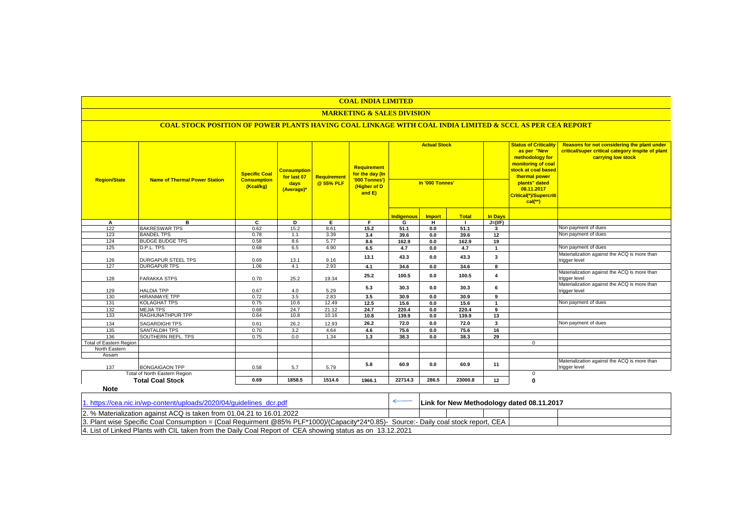# COAL INDIA LIMITED

## MARKETING & SALES DIVISION

### COAL STOCK POSITION OF POWER PLANTS HAVING COAL LINKAGE WITH COAL INDIA LIMITED & SCCL AS PER CEA REPORT

| Region/State | Name of Thermal Power Station | Specific Coal Consumption (Kcal/kg) | Consumption for last 07 days (Average)* | Requirement @ 55% PLF | Requirement for the day (In '000 Tonnes') (Higher of D and E) | Actual Stock In '000 Tonnes' | | | | Status of Criticality as per "New methodology for monitoring of coal stock at coal based thermal power plants" dated 08.11.2017 Critical(*)/Supercritical(**) | Reasons for not considering the plant under critical/super critical category inspite of plant carrying low stock |
|---|---|---|---|---|---|---|---|---|---|---|---|
| | | | | | | Indigenous | Import | Total | In Days | | |
| A | B | C | D | E | F | G | H | I | J=(I/F) | | |
| 122 | BAKRESWAR TPS | 0.62 | 15.2 | 8.61 | 15.2 | 51.1 | 0.0 | 51.1 | 3 | | Non payment of dues |
| 123 | BANDEL TPS | 0.78 | 1.1 | 3.39 | 3.4 | 39.6 | 0.0 | 39.6 | 12 | | Non payment of dues |
| 124 | BUDGE BUDGE TPS | 0.58 | 8.6 | 5.77 | 8.6 | 162.9 | 0.0 | 162.9 | 19 | | |
| 125 | D.P.L. TPS | 0.68 | 6.5 | 4.90 | 6.5 | 4.7 | 0.0 | 4.7 | 1 | | Non payment of dues |
| 126 | DURGAPUR STEEL TPS | 0.69 | 13.1 | 9.16 | 13.1 | 43.3 | 0.0 | 43.3 | 3 | | Materialization against the ACQ is more than trigger level |
| 127 | DURGAPUR TPS | 1.06 | 4.1 | 2.93 | 4.1 | 34.6 | 0.0 | 34.6 | 8 | | |
| 128 | FARAKKA STPS | 0.70 | 25.2 | 19.34 | 25.2 | 100.5 | 0.0 | 100.5 | 4 | | Materialization against the ACQ is more than trigger level |
| 129 | HALDIA TPP | 0.67 | 4.0 | 5.29 | 5.3 | 30.3 | 0.0 | 30.3 | 6 | | Materialization against the ACQ is more than trigger level |
| 130 | HIRANMAYE TPP | 0.72 | 3.5 | 2.83 | 3.5 | 30.9 | 0.0 | 30.9 | 9 | | |
| 131 | KOLAGHAT TPS | 0.75 | 10.6 | 12.49 | 12.5 | 15.6 | 0.0 | 15.6 | 1 | | Non payment of dues |
| 132 | MEJIA TPS | 0.68 | 24.7 | 21.12 | 24.7 | 220.4 | 0.0 | 220.4 | 9 | | |
| 133 | RAGHUNATHPUR TPP | 0.64 | 10.8 | 10.16 | 10.8 | 139.9 | 0.0 | 139.9 | 13 | | |
| 134 | SAGARDIGHI TPS | 0.61 | 26.2 | 12.93 | 26.2 | 72.0 | 0.0 | 72.0 | 3 | | Non payment of dues |
| 135 | SANTALDIH TPS | 0.70 | 3.2 | 4.64 | 4.6 | 75.6 | 0.0 | 75.6 | 16 | | |
| 136 | SOUTHERN REPL. TPS | 0.75 | 0.0 | 1.34 | 1.3 | 38.3 | 0.0 | 38.3 | 29 | | |
| Total of Eastern Region | | | | | | | | | | 0 | |
| North Eastern | | | | | | | | | | | |
| Assam | | | | | | | | | | | |
| 137 | BONGAIGAON TPP | 0.58 | 5.7 | 5.79 | 5.8 | 60.9 | 0.0 | 60.9 | 11 | | Materialization against the ACQ is more than trigger level |
| Total of North Eastern Region | | | | | | | | | | 0 | |
| Total Coal Stock | | 0.69 | 1858.5 | 1514.6 | 1966.1 | 22714.3 | 286.5 | 23000.8 | 12 | 0 | |

**Note**

1. https://cea.nic.in/wp-content/uploads/2020/04/guidelines_dcr.pdf ⟵ **Link for New Methodology dated 08.11.2017**
2. % Materialization against ACQ is taken from 01.04.21 to 16.01.2022
3. Plant wise Specific Coal Consumption = (Coal Requirment @85% PLF*1000)/(Capacity*24*0.85)- Source:- Daily coal stock report, CEA
4. List of Linked Plants with CIL taken from the Daily Coal Report of CEA showing status as on 13.12.2021